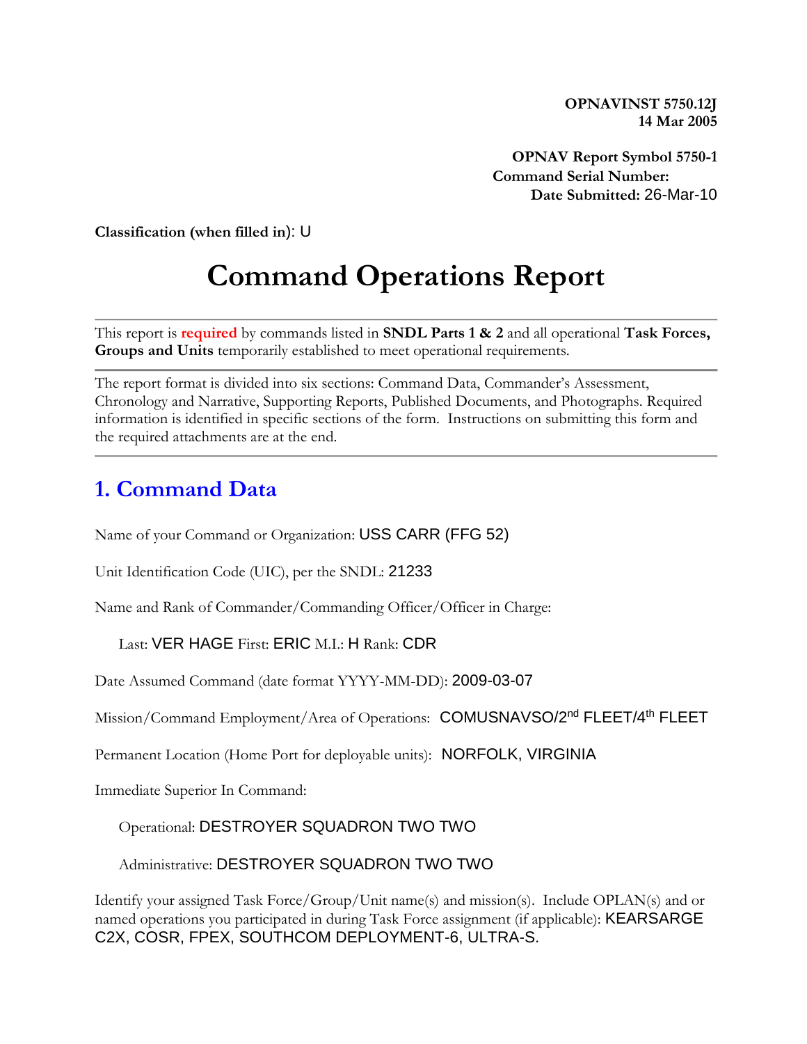**OPNAVINST 5750.12J**
**14 Mar 2005**

**OPNAV Report Symbol 5750-1**
**Command Serial Number:**
**Date Submitted:** 26-Mar-10

**Classification (when filled in)**: U

# Command Operations Report

This report is **required** by commands listed in **SNDL Parts 1 & 2** and all operational **Task Forces, Groups and Units** temporarily established to meet operational requirements.

The report format is divided into six sections: Command Data, Commander's Assessment, Chronology and Narrative, Supporting Reports, Published Documents, and Photographs. Required information is identified in specific sections of the form. Instructions on submitting this form and the required attachments are at the end.

## 1. Command Data

Name of your Command or Organization: USS CARR (FFG 52)

Unit Identification Code (UIC), per the SNDL: 21233

Name and Rank of Commander/Commanding Officer/Officer in Charge:

Last: VER HAGE First: ERIC M.I.: H Rank: CDR

Date Assumed Command (date format YYYY-MM-DD): 2009-03-07

Mission/Command Employment/Area of Operations: COMUSNAVSO/2nd FLEET/4th FLEET

Permanent Location (Home Port for deployable units): NORFOLK, VIRGINIA

Immediate Superior In Command:

Operational: DESTROYER SQUADRON TWO TWO

Administrative: DESTROYER SQUADRON TWO TWO

Identify your assigned Task Force/Group/Unit name(s) and mission(s). Include OPLAN(s) and or named operations you participated in during Task Force assignment (if applicable): KEARSARGE C2X, COSR, FPEX, SOUTHCOM DEPLOYMENT-6, ULTRA-S.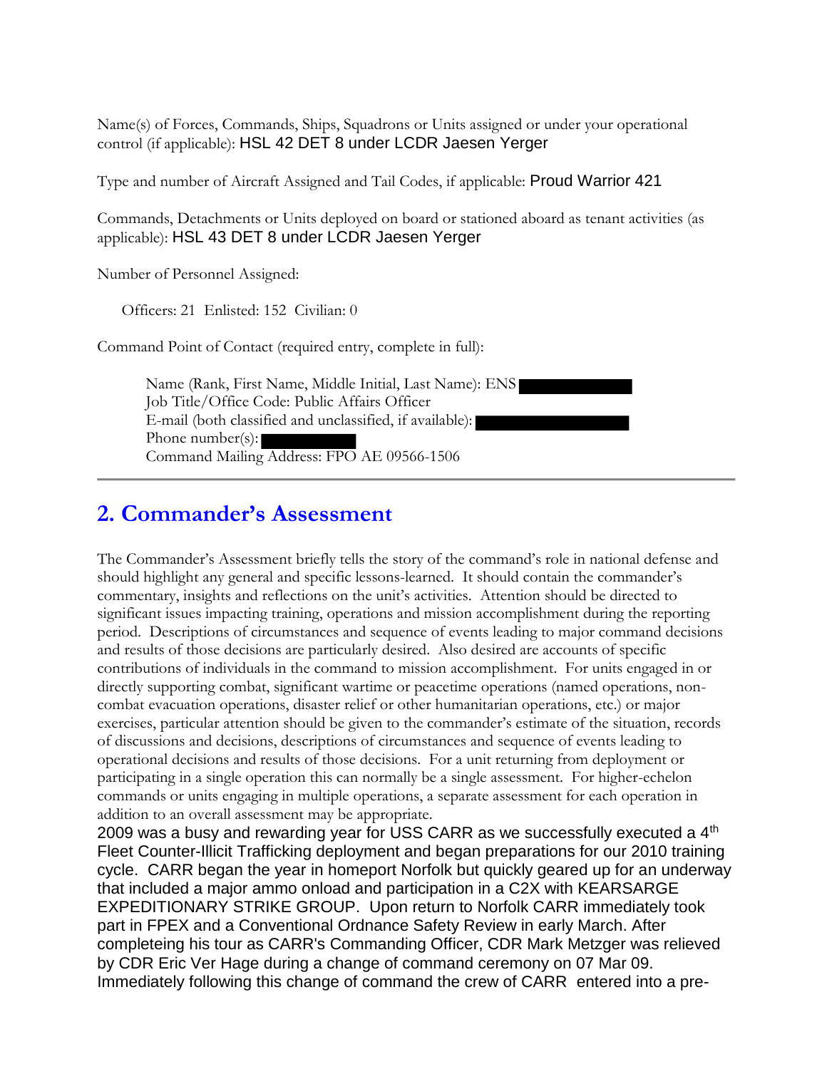Name(s) of Forces, Commands, Ships, Squadrons or Units assigned or under your operational control (if applicable): HSL 42 DET 8 under LCDR Jaesen Yerger

Type and number of Aircraft Assigned and Tail Codes, if applicable: Proud Warrior 421

Commands, Detachments or Units deployed on board or stationed aboard as tenant activities (as applicable): HSL 43 DET 8 under LCDR Jaesen Yerger

Number of Personnel Assigned:

Officers: 21 Enlisted: 152 Civilian: 0

Command Point of Contact (required entry, complete in full):

> Name (Rank, First Name, Middle Initial, Last Name): ENS
> Job Title/Office Code: Public Affairs Officer
> E-mail (both classified and unclassified, if available):
> Phone number(s):
> Command Mailing Address: FPO AE 09566-1506

---

## 2. Commander's Assessment

The Commander's Assessment briefly tells the story of the command's role in national defense and should highlight any general and specific lessons-learned. It should contain the commander's commentary, insights and reflections on the unit's activities. Attention should be directed to significant issues impacting training, operations and mission accomplishment during the reporting period. Descriptions of circumstances and sequence of events leading to major command decisions and results of those decisions are particularly desired. Also desired are accounts of specific contributions of individuals in the command to mission accomplishment. For units engaged in or directly supporting combat, significant wartime or peacetime operations (named operations, non-combat evacuation operations, disaster relief or other humanitarian operations, etc.) or major exercises, particular attention should be given to the commander's estimate of the situation, records of discussions and decisions, descriptions of circumstances and sequence of events leading to operational decisions and results of those decisions. For a unit returning from deployment or participating in a single operation this can normally be a single assessment. For higher-echelon commands or units engaging in multiple operations, a separate assessment for each operation in addition to an overall assessment may be appropriate.

2009 was a busy and rewarding year for USS CARR as we successfully executed a 4th Fleet Counter-Illicit Trafficking deployment and began preparations for our 2010 training cycle. CARR began the year in homeport Norfolk but quickly geared up for an underway that included a major ammo onload and participation in a C2X with KEARSARGE EXPEDITIONARY STRIKE GROUP. Upon return to Norfolk CARR immediately took part in FPEX and a Conventional Ordnance Safety Review in early March. After completeing his tour as CARR's Commanding Officer, CDR Mark Metzger was relieved by CDR Eric Ver Hage during a change of command ceremony on 07 Mar 09. Immediately following this change of command the crew of CARR entered into a pre-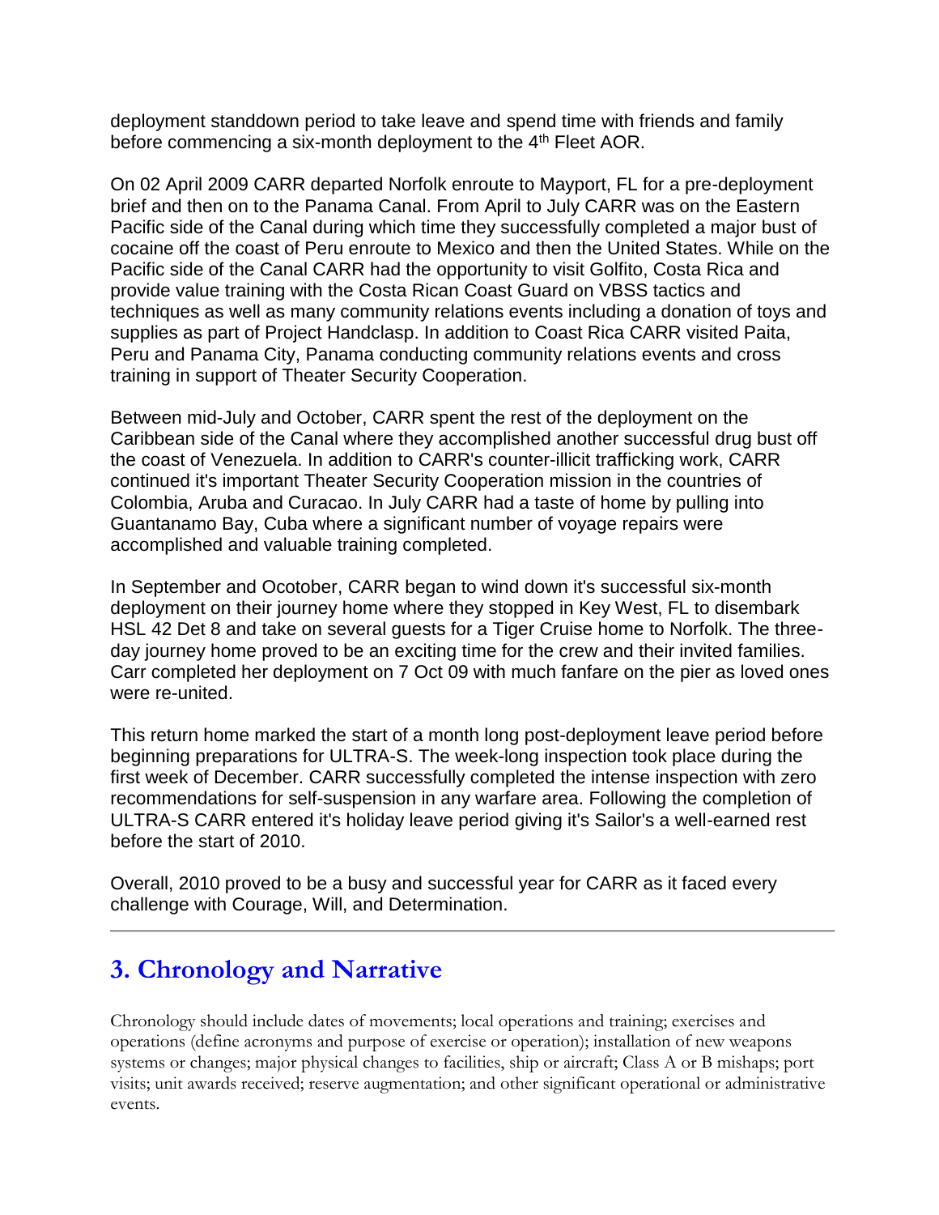deployment standdown period to take leave and spend time with friends and family before commencing a six-month deployment to the 4th Fleet AOR.

On 02 April 2009 CARR departed Norfolk enroute to Mayport, FL for a pre-deployment brief and then on to the Panama Canal. From April to July CARR was on the Eastern Pacific side of the Canal during which time they successfully completed a major bust of cocaine off the coast of Peru enroute to Mexico and then the United States. While on the Pacific side of the Canal CARR had the opportunity to visit Golfito, Costa Rica and provide value training with the Costa Rican Coast Guard on VBSS tactics and techniques as well as many community relations events including a donation of toys and supplies as part of Project Handclasp. In addition to Coast Rica CARR visited Paita, Peru and Panama City, Panama conducting community relations events and cross training in support of Theater Security Cooperation.

Between mid-July and October, CARR spent the rest of the deployment on the Caribbean side of the Canal where they accomplished another successful drug bust off the coast of Venezuela. In addition to CARR's counter-illicit trafficking work, CARR continued it's important Theater Security Cooperation mission in the countries of Colombia, Aruba and Curacao. In July CARR had a taste of home by pulling into Guantanamo Bay, Cuba where a significant number of voyage repairs were accomplished and valuable training completed.

In September and Ocotober, CARR began to wind down it's successful six-month deployment on their journey home where they stopped in Key West, FL to disembark HSL 42 Det 8 and take on several guests for a Tiger Cruise home to Norfolk. The three-day journey home proved to be an exciting time for the crew and their invited families. Carr completed her deployment on 7 Oct 09 with much fanfare on the pier as loved ones were re-united.

This return home marked the start of a month long post-deployment leave period before beginning preparations for ULTRA-S. The week-long inspection took place during the first week of December. CARR successfully completed the intense inspection with zero recommendations for self-suspension in any warfare area. Following the completion of ULTRA-S CARR entered it's holiday leave period giving it's Sailor's a well-earned rest before the start of 2010.

Overall, 2010 proved to be a busy and successful year for CARR as it faced every challenge with Courage, Will, and Determination.

---

## 3. Chronology and Narrative

Chronology should include dates of movements; local operations and training; exercises and operations (define acronyms and purpose of exercise or operation); installation of new weapons systems or changes; major physical changes to facilities, ship or aircraft; Class A or B mishaps; port visits; unit awards received; reserve augmentation; and other significant operational or administrative events.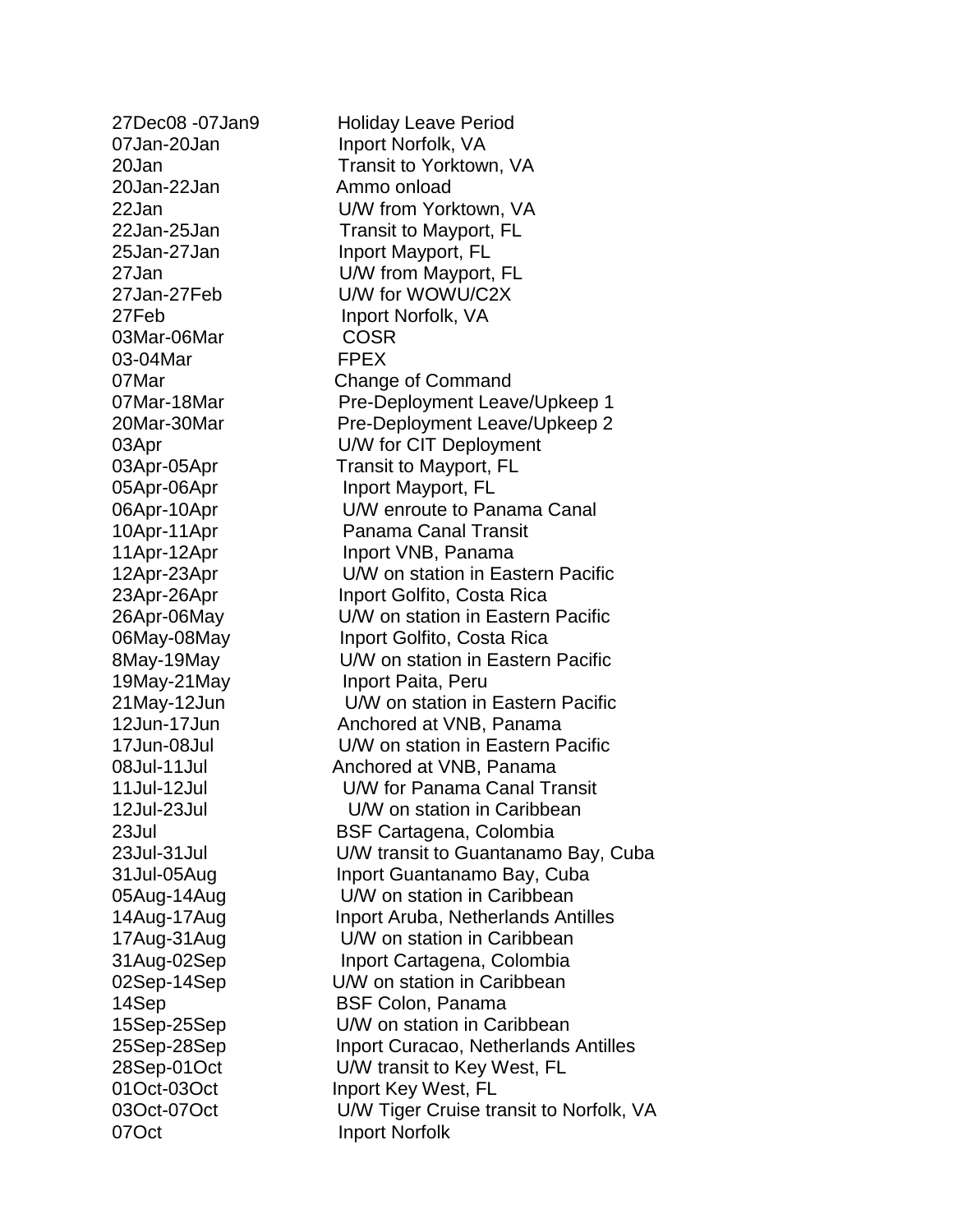| | |
|---|---|
| 27Dec08 -07Jan9 | Holiday Leave Period |
| 07Jan-20Jan | Inport Norfolk, VA |
| 20Jan | Transit to Yorktown, VA |
| 20Jan-22Jan | Ammo onload |
| 22Jan | U/W from Yorktown, VA |
| 22Jan-25Jan | Transit to Mayport, FL |
| 25Jan-27Jan | Inport Mayport, FL |
| 27Jan | U/W from Mayport, FL |
| 27Jan-27Feb | U/W for WOWU/C2X |
| 27Feb | Inport Norfolk, VA |
| 03Mar-06Mar | COSR |
| 03-04Mar | FPEX |
| 07Mar | Change of Command |
| 07Mar-18Mar | Pre-Deployment Leave/Upkeep 1 |
| 20Mar-30Mar | Pre-Deployment Leave/Upkeep 2 |
| 03Apr | U/W for CIT Deployment |
| 03Apr-05Apr | Transit to Mayport, FL |
| 05Apr-06Apr | Inport Mayport, FL |
| 06Apr-10Apr | U/W enroute to Panama Canal |
| 10Apr-11Apr | Panama Canal Transit |
| 11Apr-12Apr | Inport VNB, Panama |
| 12Apr-23Apr | U/W on station in Eastern Pacific |
| 23Apr-26Apr | Inport Golfito, Costa Rica |
| 26Apr-06May | U/W on station in Eastern Pacific |
| 06May-08May | Inport Golfito, Costa Rica |
| 8May-19May | U/W on station in Eastern Pacific |
| 19May-21May | Inport Paita, Peru |
| 21May-12Jun | U/W on station in Eastern Pacific |
| 12Jun-17Jun | Anchored at VNB, Panama |
| 17Jun-08Jul | U/W on station in Eastern Pacific |
| 08Jul-11Jul | Anchored at VNB, Panama |
| 11Jul-12Jul | U/W for Panama Canal Transit |
| 12Jul-23Jul | U/W on station in Caribbean |
| 23Jul | BSF Cartagena, Colombia |
| 23Jul-31Jul | U/W transit to Guantanamo Bay, Cuba |
| 31Jul-05Aug | Inport Guantanamo Bay, Cuba |
| 05Aug-14Aug | U/W on station in Caribbean |
| 14Aug-17Aug | Inport Aruba, Netherlands Antilles |
| 17Aug-31Aug | U/W on station in Caribbean |
| 31Aug-02Sep | Inport Cartagena, Colombia |
| 02Sep-14Sep | U/W on station in Caribbean |
| 14Sep | BSF Colon, Panama |
| 15Sep-25Sep | U/W on station in Caribbean |
| 25Sep-28Sep | Inport Curacao, Netherlands Antilles |
| 28Sep-01Oct | U/W transit to Key West, FL |
| 01Oct-03Oct | Inport Key West, FL |
| 03Oct-07Oct | U/W Tiger Cruise transit to Norfolk, VA |
| 07Oct | Inport Norfolk |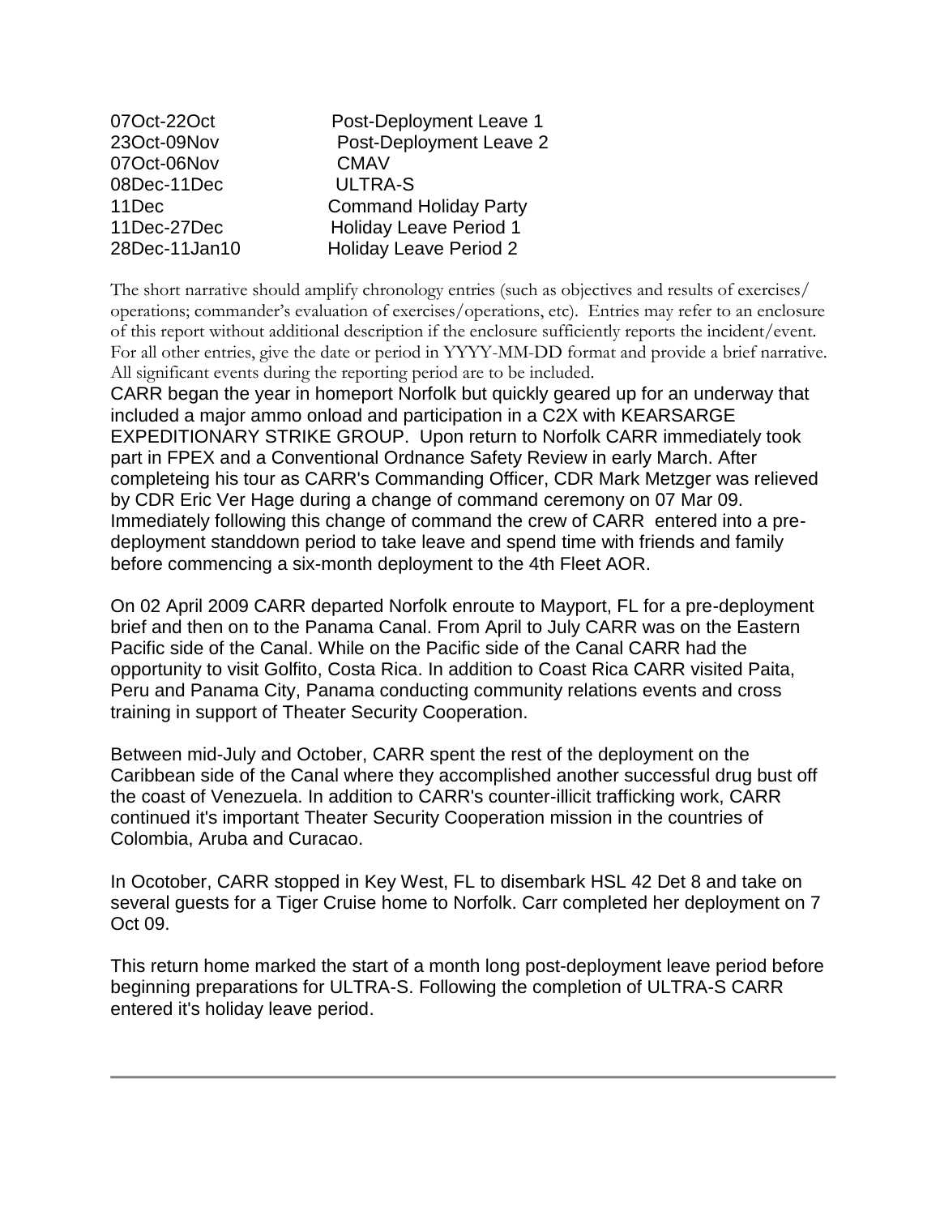| | |
|---|---|
| 07Oct-22Oct | Post-Deployment Leave 1 |
| 23Oct-09Nov | Post-Deployment Leave 2 |
| 07Oct-06Nov | CMAV |
| 08Dec-11Dec | ULTRA-S |
| 11Dec | Command Holiday Party |
| 11Dec-27Dec | Holiday Leave Period 1 |
| 28Dec-11Jan10 | Holiday Leave Period 2 |

The short narrative should amplify chronology entries (such as objectives and results of exercises/ operations; commander's evaluation of exercises/operations, etc). Entries may refer to an enclosure of this report without additional description if the enclosure sufficiently reports the incident/event. For all other entries, give the date or period in YYYY-MM-DD format and provide a brief narrative. All significant events during the reporting period are to be included.

CARR began the year in homeport Norfolk but quickly geared up for an underway that included a major ammo onload and participation in a C2X with KEARSARGE EXPEDITIONARY STRIKE GROUP. Upon return to Norfolk CARR immediately took part in FPEX and a Conventional Ordnance Safety Review in early March. After completeing his tour as CARR's Commanding Officer, CDR Mark Metzger was relieved by CDR Eric Ver Hage during a change of command ceremony on 07 Mar 09. Immediately following this change of command the crew of CARR entered into a pre-deployment standdown period to take leave and spend time with friends and family before commencing a six-month deployment to the 4th Fleet AOR.

On 02 April 2009 CARR departed Norfolk enroute to Mayport, FL for a pre-deployment brief and then on to the Panama Canal. From April to July CARR was on the Eastern Pacific side of the Canal. While on the Pacific side of the Canal CARR had the opportunity to visit Golfito, Costa Rica. In addition to Coast Rica CARR visited Paita, Peru and Panama City, Panama conducting community relations events and cross training in support of Theater Security Cooperation.

Between mid-July and October, CARR spent the rest of the deployment on the Caribbean side of the Canal where they accomplished another successful drug bust off the coast of Venezuela. In addition to CARR's counter-illicit trafficking work, CARR continued it's important Theater Security Cooperation mission in the countries of Colombia, Aruba and Curacao.

In Ocotober, CARR stopped in Key West, FL to disembark HSL 42 Det 8 and take on several guests for a Tiger Cruise home to Norfolk. Carr completed her deployment on 7 Oct 09.

This return home marked the start of a month long post-deployment leave period before beginning preparations for ULTRA-S. Following the completion of ULTRA-S CARR entered it's holiday leave period.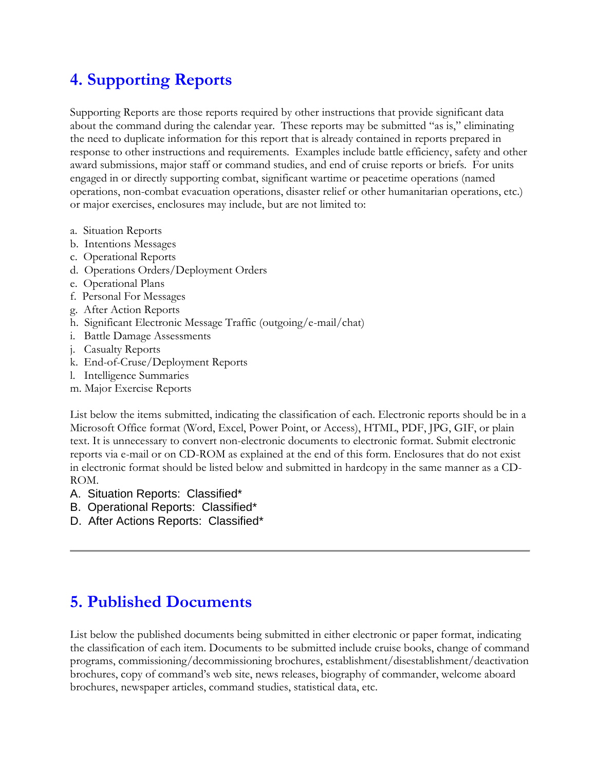## 4. Supporting Reports

Supporting Reports are those reports required by other instructions that provide significant data about the command during the calendar year. These reports may be submitted "as is," eliminating the need to duplicate information for this report that is already contained in reports prepared in response to other instructions and requirements. Examples include battle efficiency, safety and other award submissions, major staff or command studies, and end of cruise reports or briefs. For units engaged in or directly supporting combat, significant wartime or peacetime operations (named operations, non-combat evacuation operations, disaster relief or other humanitarian operations, etc.) or major exercises, enclosures may include, but are not limited to:

a. Situation Reports
b. Intentions Messages
c. Operational Reports
d. Operations Orders/Deployment Orders
e. Operational Plans
f. Personal For Messages
g. After Action Reports
h. Significant Electronic Message Traffic (outgoing/e-mail/chat)
i. Battle Damage Assessments
j. Casualty Reports
k. End-of-Cruse/Deployment Reports
l. Intelligence Summaries
m. Major Exercise Reports

List below the items submitted, indicating the classification of each. Electronic reports should be in a Microsoft Office format (Word, Excel, Power Point, or Access), HTML, PDF, JPG, GIF, or plain text. It is unnecessary to convert non-electronic documents to electronic format. Submit electronic reports via e-mail or on CD-ROM as explained at the end of this form. Enclosures that do not exist in electronic format should be listed below and submitted in hardcopy in the same manner as a CD-ROM.

A. Situation Reports: Classified*
B. Operational Reports: Classified*
D. After Actions Reports: Classified*

---

## 5. Published Documents

List below the published documents being submitted in either electronic or paper format, indicating the classification of each item. Documents to be submitted include cruise books, change of command programs, commissioning/decommissioning brochures, establishment/disestablishment/deactivation brochures, copy of command's web site, news releases, biography of commander, welcome aboard brochures, newspaper articles, command studies, statistical data, etc.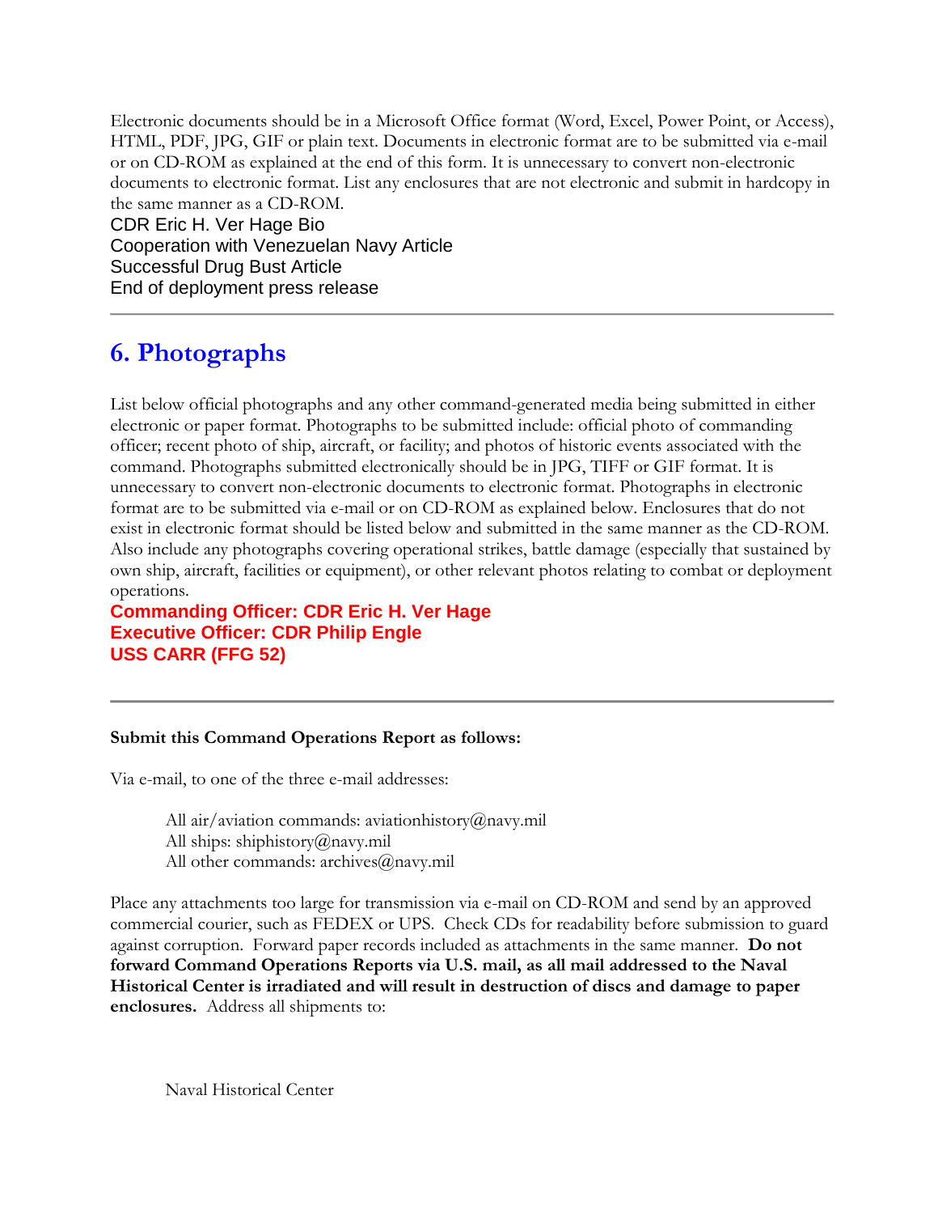Electronic documents should be in a Microsoft Office format (Word, Excel, Power Point, or Access), HTML, PDF, JPG, GIF or plain text. Documents in electronic format are to be submitted via e-mail or on CD-ROM as explained at the end of this form. It is unnecessary to convert non-electronic documents to electronic format. List any enclosures that are not electronic and submit in hardcopy in the same manner as a CD-ROM.

CDR Eric H. Ver Hage Bio
Cooperation with Venezuelan Navy Article
Successful Drug Bust Article
End of deployment press release

---

## 6. Photographs

List below official photographs and any other command-generated media being submitted in either electronic or paper format. Photographs to be submitted include: official photo of commanding officer; recent photo of ship, aircraft, or facility; and photos of historic events associated with the command. Photographs submitted electronically should be in JPG, TIFF or GIF format. It is unnecessary to convert non-electronic documents to electronic format. Photographs in electronic format are to be submitted via e-mail or on CD-ROM as explained below. Enclosures that do not exist in electronic format should be listed below and submitted in the same manner as the CD-ROM. Also include any photographs covering operational strikes, battle damage (especially that sustained by own ship, aircraft, facilities or equipment), or other relevant photos relating to combat or deployment operations.

**Commanding Officer: CDR Eric H. Ver Hage**
**Executive Officer: CDR Philip Engle**
**USS CARR (FFG 52)**

---

**Submit this Command Operations Report as follows:**

Via e-mail, to one of the three e-mail addresses:

> All air/aviation commands: aviationhistory@navy.mil
> All ships: shiphistory@navy.mil
> All other commands: archives@navy.mil

Place any attachments too large for transmission via e-mail on CD-ROM and send by an approved commercial courier, such as FEDEX or UPS. Check CDs for readability before submission to guard against corruption. Forward paper records included as attachments in the same manner. **Do not forward Command Operations Reports via U.S. mail, as all mail addressed to the Naval Historical Center is irradiated and will result in destruction of discs and damage to paper enclosures.** Address all shipments to:

> Naval Historical Center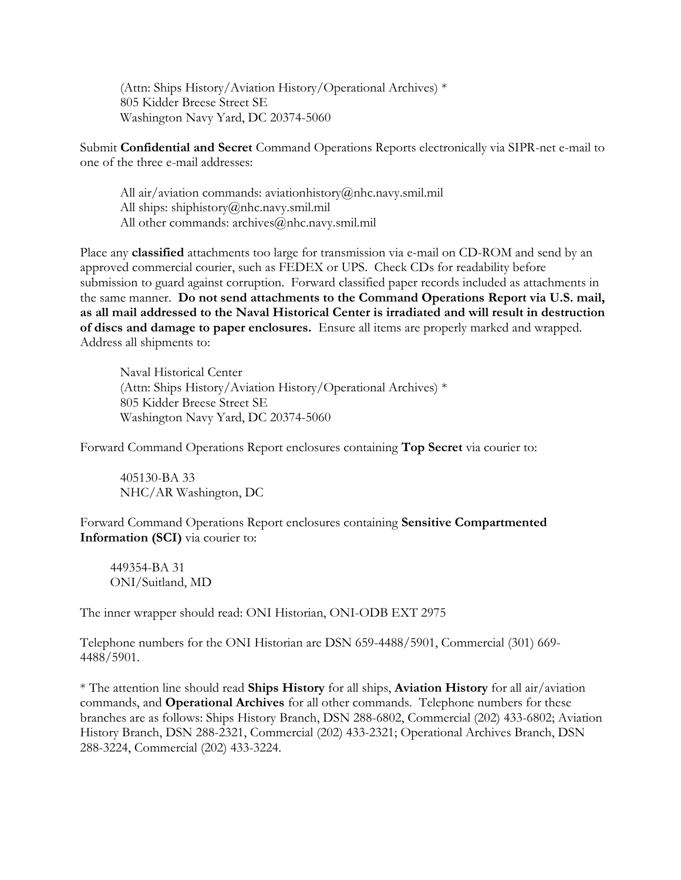(Attn: Ships History/Aviation History/Operational Archives) *
805 Kidder Breese Street SE
Washington Navy Yard, DC 20374-5060

Submit **Confidential and Secret** Command Operations Reports electronically via SIPR-net e-mail to one of the three e-mail addresses:

All air/aviation commands: aviationhistory@nhc.navy.smil.mil
All ships: shiphistory@nhc.navy.smil.mil
All other commands: archives@nhc.navy.smil.mil

Place any **classified** attachments too large for transmission via e-mail on CD-ROM and send by an approved commercial courier, such as FEDEX or UPS. Check CDs for readability before submission to guard against corruption. Forward classified paper records included as attachments in the same manner. **Do not send attachments to the Command Operations Report via U.S. mail, as all mail addressed to the Naval Historical Center is irradiated and will result in destruction of discs and damage to paper enclosures.** Ensure all items are properly marked and wrapped. Address all shipments to:

Naval Historical Center
(Attn: Ships History/Aviation History/Operational Archives) *
805 Kidder Breese Street SE
Washington Navy Yard, DC 20374-5060

Forward Command Operations Report enclosures containing **Top Secret** via courier to:

405130-BA 33
NHC/AR Washington, DC

Forward Command Operations Report enclosures containing **Sensitive Compartmented Information (SCI)** via courier to:

449354-BA 31
ONI/Suitland, MD

The inner wrapper should read: ONI Historian, ONI-ODB EXT 2975

Telephone numbers for the ONI Historian are DSN 659-4488/5901, Commercial (301) 669-4488/5901.

* The attention line should read **Ships History** for all ships, **Aviation History** for all air/aviation commands, and **Operational Archives** for all other commands. Telephone numbers for these branches are as follows: Ships History Branch, DSN 288-6802, Commercial (202) 433-6802; Aviation History Branch, DSN 288-2321, Commercial (202) 433-2321; Operational Archives Branch, DSN 288-3224, Commercial (202) 433-3224.